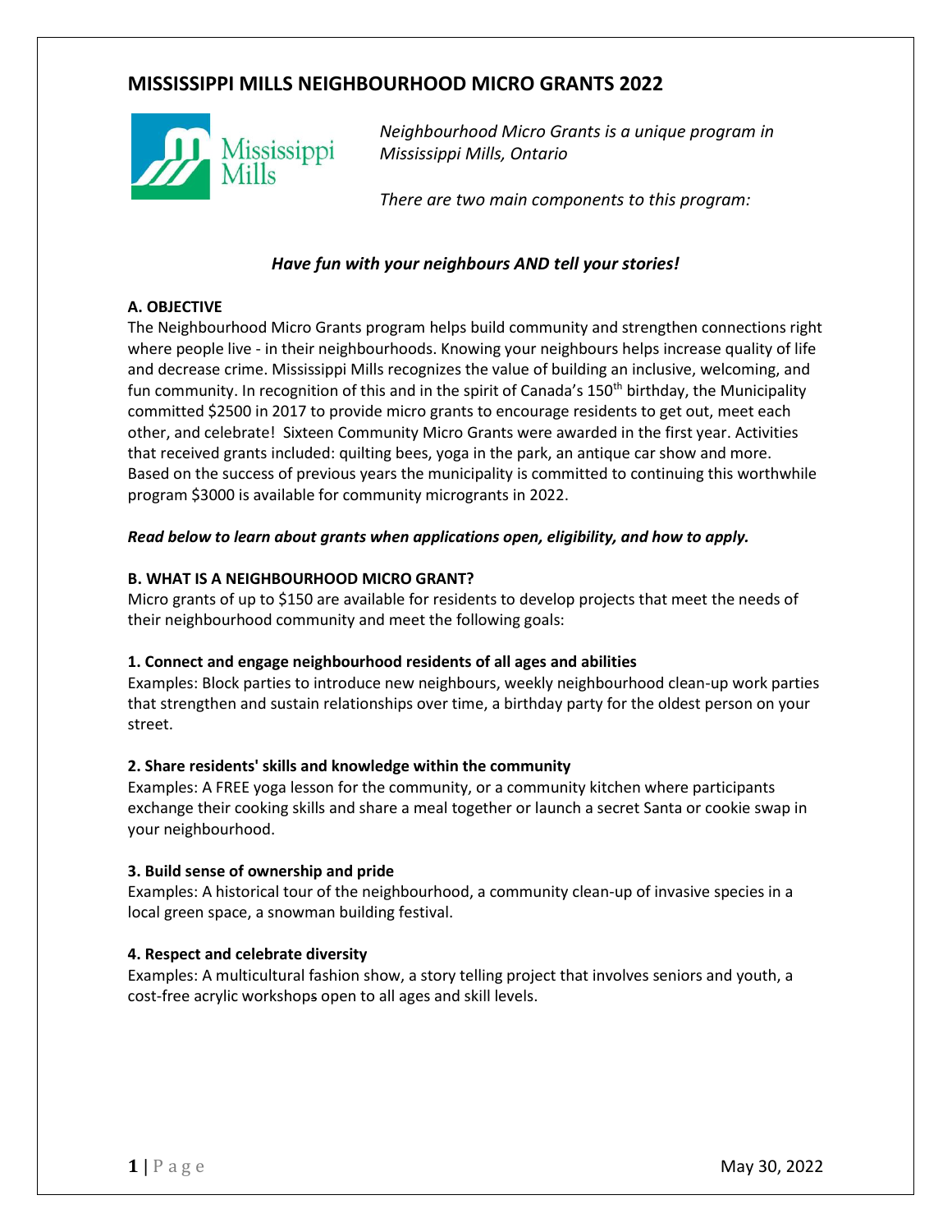# MISSISSIPPI MILLS NEIGHBOURHOOD MICRO GRANTS 2022

*Neighbourhood Micro Grants is a unique program in Mississippi Mills, Ontario*

*There are two main components to this program:*

***Have fun with your neighbours AND tell your stories!***

**A. OBJECTIVE**

The Neighbourhood Micro Grants program helps build community and strengthen connections right where people live - in their neighbourhoods. Knowing your neighbours helps increase quality of life and decrease crime. Mississippi Mills recognizes the value of building an inclusive, welcoming, and fun community. In recognition of this and in the spirit of Canada's 150th birthday, the Municipality committed $2500 in 2017 to provide micro grants to encourage residents to get out, meet each other, and celebrate! Sixteen Community Micro Grants were awarded in the first year. Activities that received grants included: quilting bees, yoga in the park, an antique car show and more. Based on the success of previous years the municipality is committed to continuing this worthwhile program $3000 is available for community micrograпts in 2022.

***Read below to learn about grants when applications open, eligibility, and how to apply.***

**B. WHAT IS A NEIGHBOURHOOD MICRO GRANT?**

Micro grants of up to $150 are available for residents to develop projects that meet the needs of their neighbourhood community and meet the following goals:

**1. Connect and engage neighbourhood residents of all ages and abilities**

Examples: Block parties to introduce new neighbours, weekly neighbourhood clean-up work parties that strengthen and sustain relationships over time, a birthday party for the oldest person on your street.

**2. Share residents' skills and knowledge within the community**

Examples: A FREE yoga lesson for the community, or a community kitchen where participants exchange their cooking skills and share a meal together or launch a secret Santa or cookie swap in your neighbourhood.

**3. Build sense of ownership and pride**

Examples: A historical tour of the neighbourhood, a community clean-up of invasive species in a local green space, a snowman building festival.

**4. Respect and celebrate diversity**

Examples: A multicultural fashion show, a story telling project that involves seniors and youth, a cost-free acrylic workshops open to all ages and skill levels.

May 30, 2022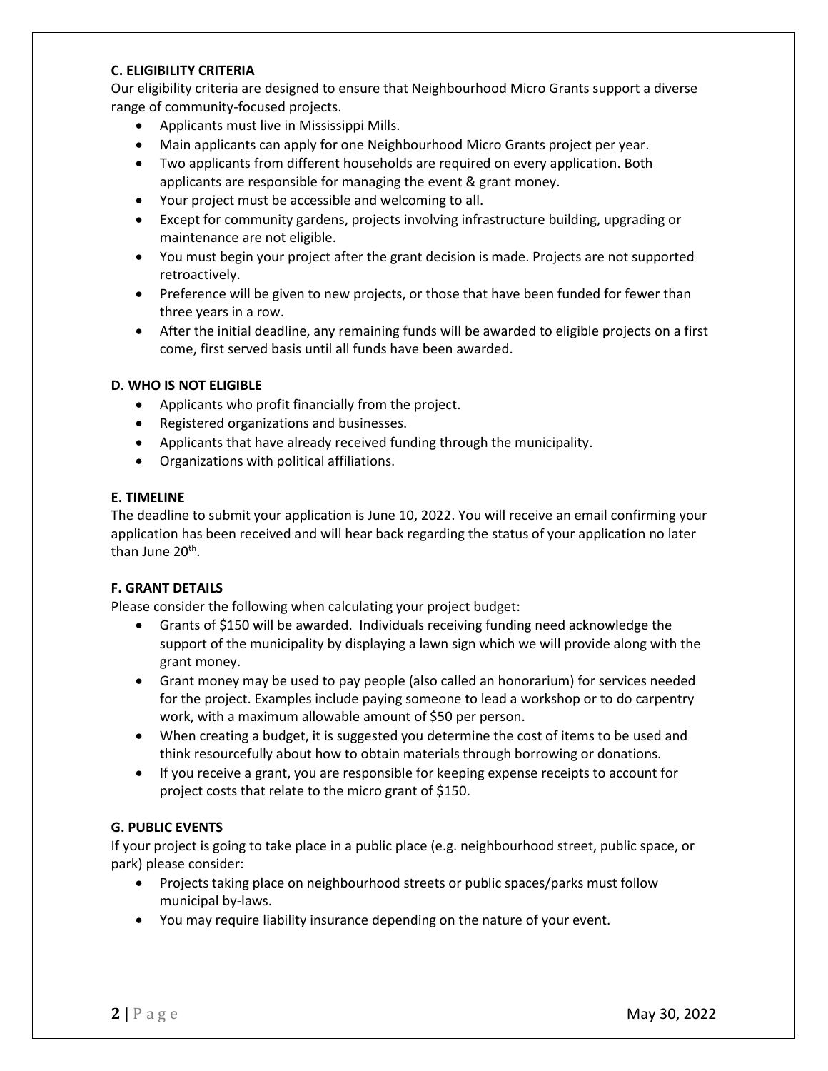### C. ELIGIBILITY CRITERIA

Our eligibility criteria are designed to ensure that Neighbourhood Micro Grants support a diverse range of community-focused projects.

- Applicants must live in Mississippi Mills.
- Main applicants can apply for one Neighbourhood Micro Grants project per year.
- Two applicants from different households are required on every application. Both applicants are responsible for managing the event & grant money.
- Your project must be accessible and welcoming to all.
- Except for community gardens, projects involving infrastructure building, upgrading or maintenance are not eligible.
- You must begin your project after the grant decision is made. Projects are not supported retroactively.
- Preference will be given to new projects, or those that have been funded for fewer than three years in a row.
- After the initial deadline, any remaining funds will be awarded to eligible projects on a first come, first served basis until all funds have been awarded.

### D. WHO IS NOT ELIGIBLE

- Applicants who profit financially from the project.
- Registered organizations and businesses.
- Applicants that have already received funding through the municipality.
- Organizations with political affiliations.

### E. TIMELINE

The deadline to submit your application is June 10, 2022. You will receive an email confirming your application has been received and will hear back regarding the status of your application no later than June 20th.

### F. GRANT DETAILS

Please consider the following when calculating your project budget:

- Grants of $150 will be awarded. Individuals receiving funding need acknowledge the support of the municipality by displaying a lawn sign which we will provide along with the grant money.
- Grant money may be used to pay people (also called an honorarium) for services needed for the project. Examples include paying someone to lead a workshop or to do carpentry work, with a maximum allowable amount of $50 per person.
- When creating a budget, it is suggested you determine the cost of items to be used and think resourcefully about how to obtain materials through borrowing or donations.
- If you receive a grant, you are responsible for keeping expense receipts to account for project costs that relate to the micro grant of $150.

### G. PUBLIC EVENTS

If your project is going to take place in a public place (e.g. neighbourhood street, public space, or park) please consider:

- Projects taking place on neighbourhood streets or public spaces/parks must follow municipal by-laws.
- You may require liability insurance depending on the nature of your event.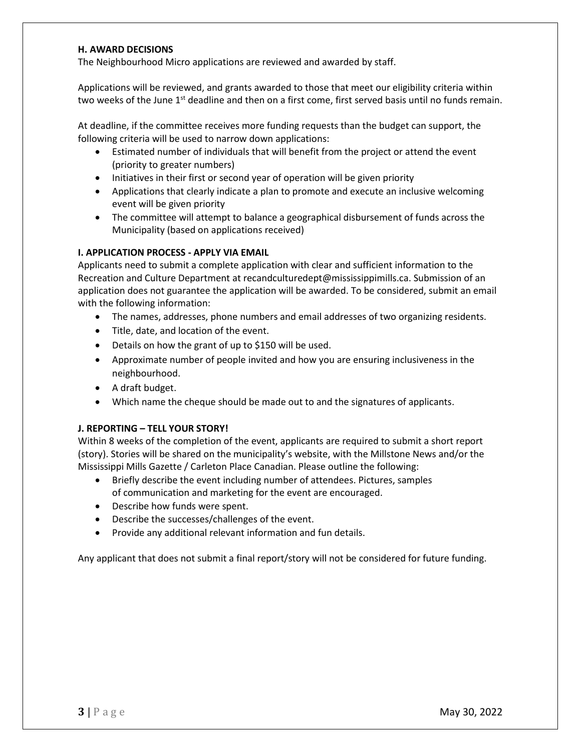### H. AWARD DECISIONS

The Neighbourhood Micro applications are reviewed and awarded by staff.

Applications will be reviewed, and grants awarded to those that meet our eligibility criteria within two weeks of the June 1st deadline and then on a first come, first served basis until no funds remain.

At deadline, if the committee receives more funding requests than the budget can support, the following criteria will be used to narrow down applications:

- Estimated number of individuals that will benefit from the project or attend the event (priority to greater numbers)
- Initiatives in their first or second year of operation will be given priority
- Applications that clearly indicate a plan to promote and execute an inclusive welcoming event will be given priority
- The committee will attempt to balance a geographical disbursement of funds across the Municipality (based on applications received)

### I. APPLICATION PROCESS - APPLY VIA EMAIL

Applicants need to submit a complete application with clear and sufficient information to the Recreation and Culture Department at recandculturedept@mississippimills.ca. Submission of an application does not guarantee the application will be awarded. To be considered, submit an email with the following information:

- The names, addresses, phone numbers and email addresses of two organizing residents.
- Title, date, and location of the event.
- Details on how the grant of up to $150 will be used.
- Approximate number of people invited and how you are ensuring inclusiveness in the neighbourhood.
- A draft budget.
- Which name the cheque should be made out to and the signatures of applicants.

### J. REPORTING – TELL YOUR STORY!

Within 8 weeks of the completion of the event, applicants are required to submit a short report (story). Stories will be shared on the municipality's website, with the Millstone News and/or the Mississippi Mills Gazette / Carleton Place Canadian. Please outline the following:

- Briefly describe the event including number of attendees. Pictures, samples of communication and marketing for the event are encouraged.
- Describe how funds were spent.
- Describe the successes/challenges of the event.
- Provide any additional relevant information and fun details.

Any applicant that does not submit a final report/story will not be considered for future funding.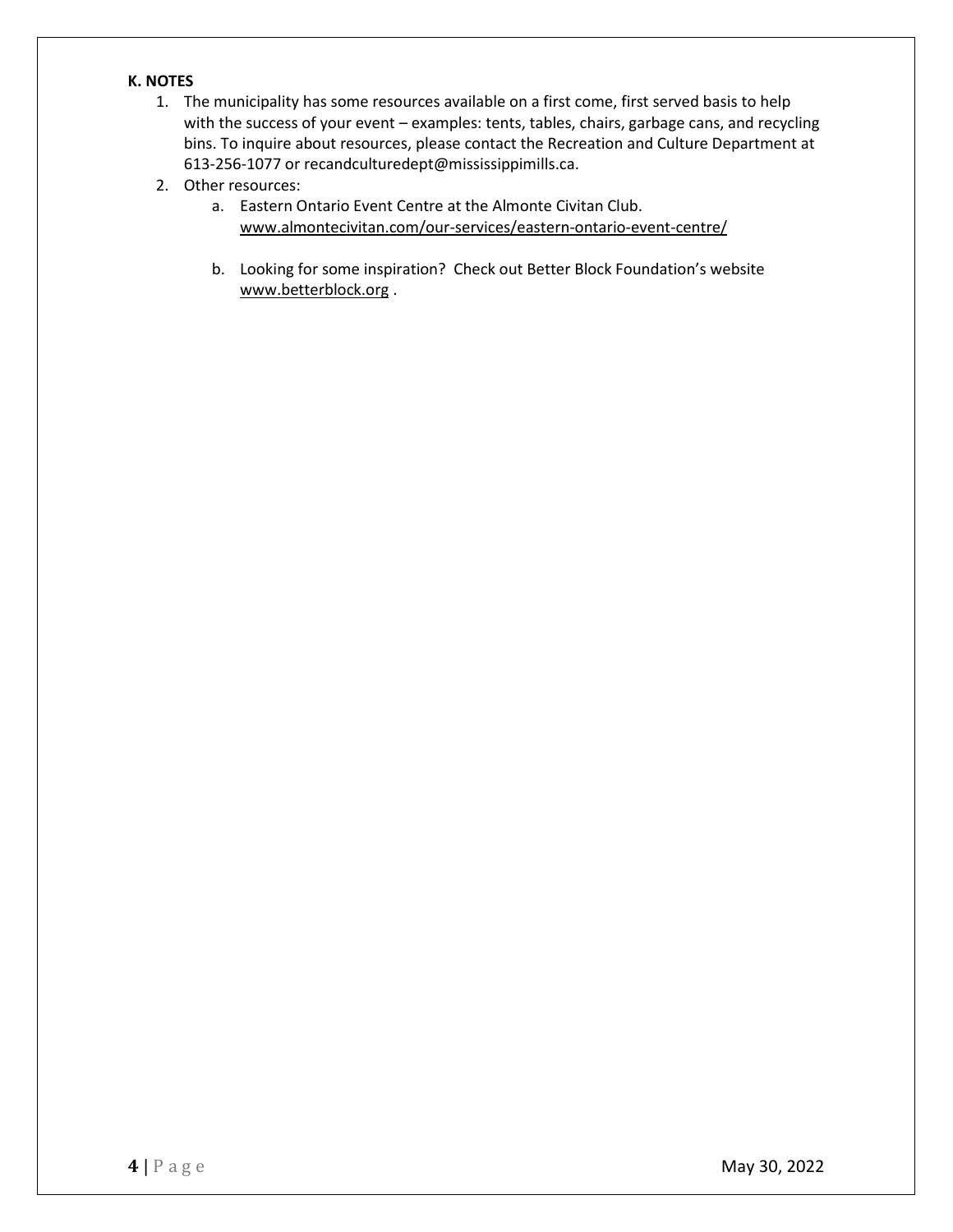**K. NOTES**

1. The municipality has some resources available on a first come, first served basis to help with the success of your event – examples: tents, tables, chairs, garbage cans, and recycling bins. To inquire about resources, please contact the Recreation and Culture Department at 613-256-1077 or recandculturedept@mississippimills.ca.
2. Other resources:
    a. Eastern Ontario Event Centre at the Almonte Civitan Club. www.almontecivitan.com/our-services/eastern-ontario-event-centre/

    b. Looking for some inspiration? Check out Better Block Foundation's website www.betterblock.org .